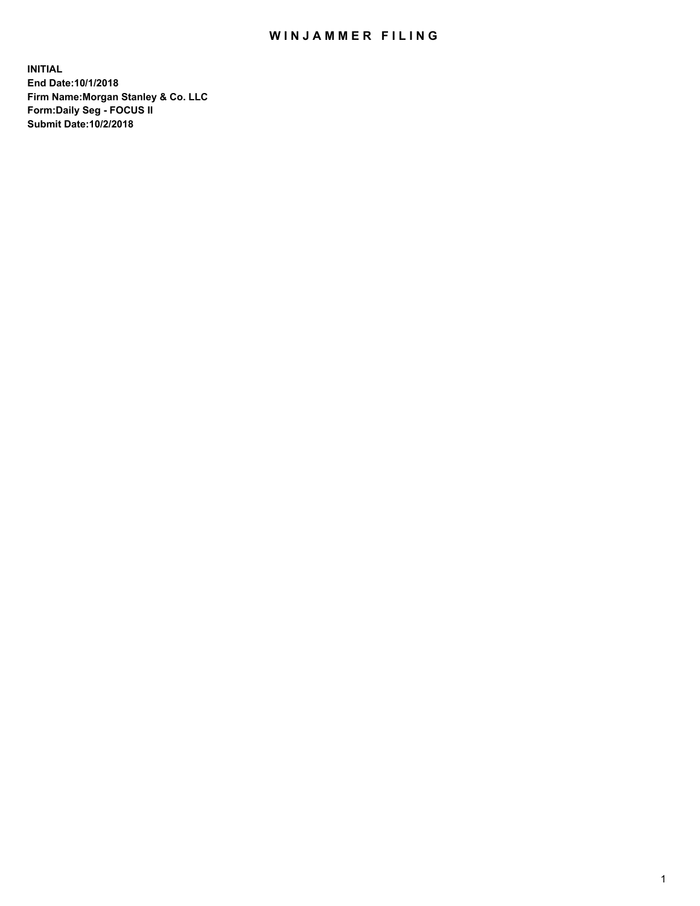# WINJAMMER FILING

**INITIAL**
**End Date:10/1/2018**
**Firm Name:Morgan Stanley & Co. LLC**
**Form:Daily Seg - FOCUS II**
**Submit Date:10/2/2018**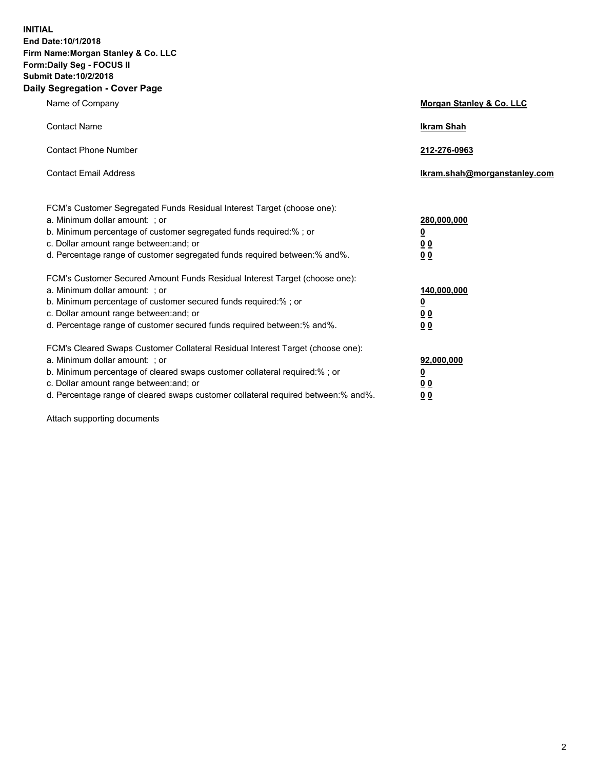**INITIAL**
**End Date:10/1/2018**
**Firm Name:Morgan Stanley & Co. LLC**
**Form:Daily Seg - FOCUS II**
**Submit Date:10/2/2018**

## Daily Segregation - Cover Page

| | |
|---|---|
| Name of Company | **Morgan Stanley & Co. LLC** |
| Contact Name | **Ikram Shah** |
| Contact Phone Number | **212-276-0963** |
| Contact Email Address | **Ikram.shah@morganstanley.com** |

| | |
|---|---|
| FCM's Customer Segregated Funds Residual Interest Target (choose one): | |
| a. Minimum dollar amount: ; or | **280,000,000** |
| b. Minimum percentage of customer segregated funds required:% ; or | **0** |
| c. Dollar amount range between:and; or | **0 0** |
| d. Percentage range of customer segregated funds required between:% and%. | **0 0** |
| FCM's Customer Secured Amount Funds Residual Interest Target (choose one): | |
| a. Minimum dollar amount: ; or | **140,000,000** |
| b. Minimum percentage of customer secured funds required:% ; or | **0** |
| c. Dollar amount range between:and; or | **0 0** |
| d. Percentage range of customer secured funds required between:% and%. | **0 0** |
| FCM's Cleared Swaps Customer Collateral Residual Interest Target (choose one): | |
| a. Minimum dollar amount: ; or | **92,000,000** |
| b. Minimum percentage of cleared swaps customer collateral required:% ; or | **0** |
| c. Dollar amount range between:and; or | **0 0** |
| d. Percentage range of cleared swaps customer collateral required between:% and%. | **0 0** |

Attach supporting documents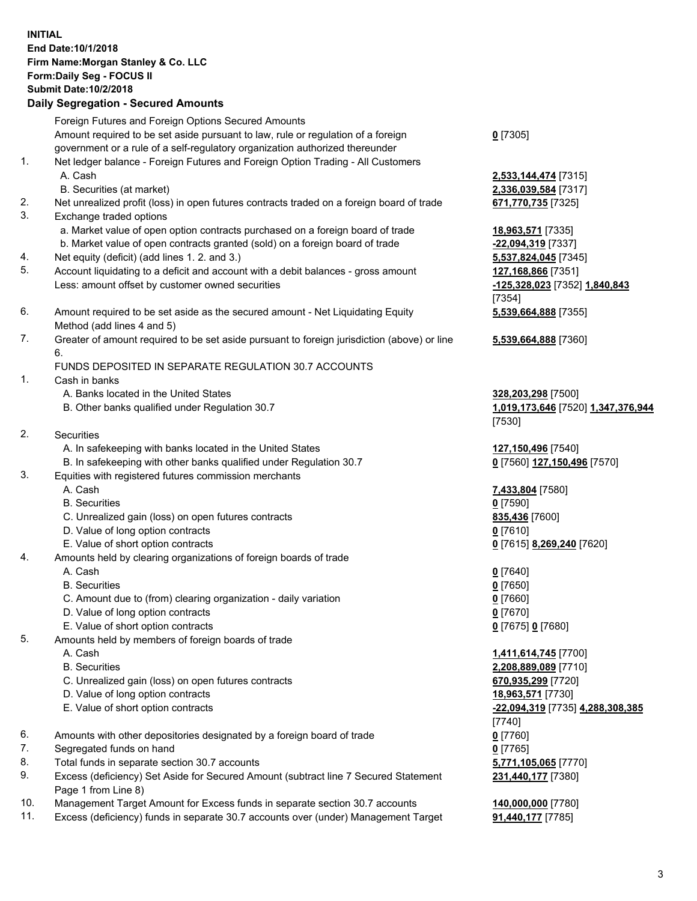**INITIAL**
**End Date:10/1/2018**
**Firm Name:Morgan Stanley & Co. LLC**
**Form:Daily Seg - FOCUS II**
**Submit Date:10/2/2018**
**Daily Segregation - Secured Amounts**

| | | |
|---|---|---|
| | Foreign Futures and Foreign Options Secured Amounts | |
| | Amount required to be set aside pursuant to law, rule or regulation of a foreign government or a rule of a self-regulatory organization authorized thereunder | **0** [7305] |
| 1. | Net ledger balance - Foreign Futures and Foreign Option Trading - All Customers | |
| | A. Cash | **2,533,144,474** [7315] |
| | B. Securities (at market) | **2,336,039,584** [7317] |
| 2. | Net unrealized profit (loss) in open futures contracts traded on a foreign board of trade | **671,770,735** [7325] |
| 3. | Exchange traded options | |
| | a. Market value of open option contracts purchased on a foreign board of trade | **18,963,571** [7335] |
| | b. Market value of open contracts granted (sold) on a foreign board of trade | **-22,094,319** [7337] |
| 4. | Net equity (deficit) (add lines 1. 2. and 3.) | **5,537,824,045** [7345] |
| 5. | Account liquidating to a deficit and account with a debit balances - gross amount | **127,168,866** [7351] |
| | Less: amount offset by customer owned securities | **-125,328,023** [7352] **1,840,843** [7354] |
| 6. | Amount required to be set aside as the secured amount - Net Liquidating Equity Method (add lines 4 and 5) | **5,539,664,888** [7355] |
| 7. | Greater of amount required to be set aside pursuant to foreign jurisdiction (above) or line 6. | **5,539,664,888** [7360] |
| | FUNDS DEPOSITED IN SEPARATE REGULATION 30.7 ACCOUNTS | |
| 1. | Cash in banks | |
| | A. Banks located in the United States | **328,203,298** [7500] |
| | B. Other banks qualified under Regulation 30.7 | **1,019,173,646** [7520] **1,347,376,944** [7530] |
| 2. | Securities | |
| | A. In safekeeping with banks located in the United States | **127,150,496** [7540] |
| | B. In safekeeping with other banks qualified under Regulation 30.7 | **0** [7560] **127,150,496** [7570] |
| 3. | Equities with registered futures commission merchants | |
| | A. Cash | **7,433,804** [7580] |
| | B. Securities | **0** [7590] |
| | C. Unrealized gain (loss) on open futures contracts | **835,436** [7600] |
| | D. Value of long option contracts | **0** [7610] |
| | E. Value of short option contracts | **0** [7615] **8,269,240** [7620] |
| 4. | Amounts held by clearing organizations of foreign boards of trade | |
| | A. Cash | **0** [7640] |
| | B. Securities | **0** [7650] |
| | C. Amount due to (from) clearing organization - daily variation | **0** [7660] |
| | D. Value of long option contracts | **0** [7670] |
| | E. Value of short option contracts | **0** [7675] **0** [7680] |
| 5. | Amounts held by members of foreign boards of trade | |
| | A. Cash | **1,411,614,745** [7700] |
| | B. Securities | **2,208,889,089** [7710] |
| | C. Unrealized gain (loss) on open futures contracts | **670,935,299** [7720] |
| | D. Value of long option contracts | **18,963,571** [7730] |
| | E. Value of short option contracts | **-22,094,319** [7735] **4,288,308,385** [7740] |
| 6. | Amounts with other depositories designated by a foreign board of trade | **0** [7760] |
| 7. | Segregated funds on hand | **0** [7765] |
| 8. | Total funds in separate section 30.7 accounts | **5,771,105,065** [7770] |
| 9. | Excess (deficiency) Set Aside for Secured Amount (subtract line 7 Secured Statement Page 1 from Line 8) | **231,440,177** [7380] |
| 10. | Management Target Amount for Excess funds in separate section 30.7 accounts | **140,000,000** [7780] |
| 11. | Excess (deficiency) funds in separate 30.7 accounts over (under) Management Target | **91,440,177** [7785] |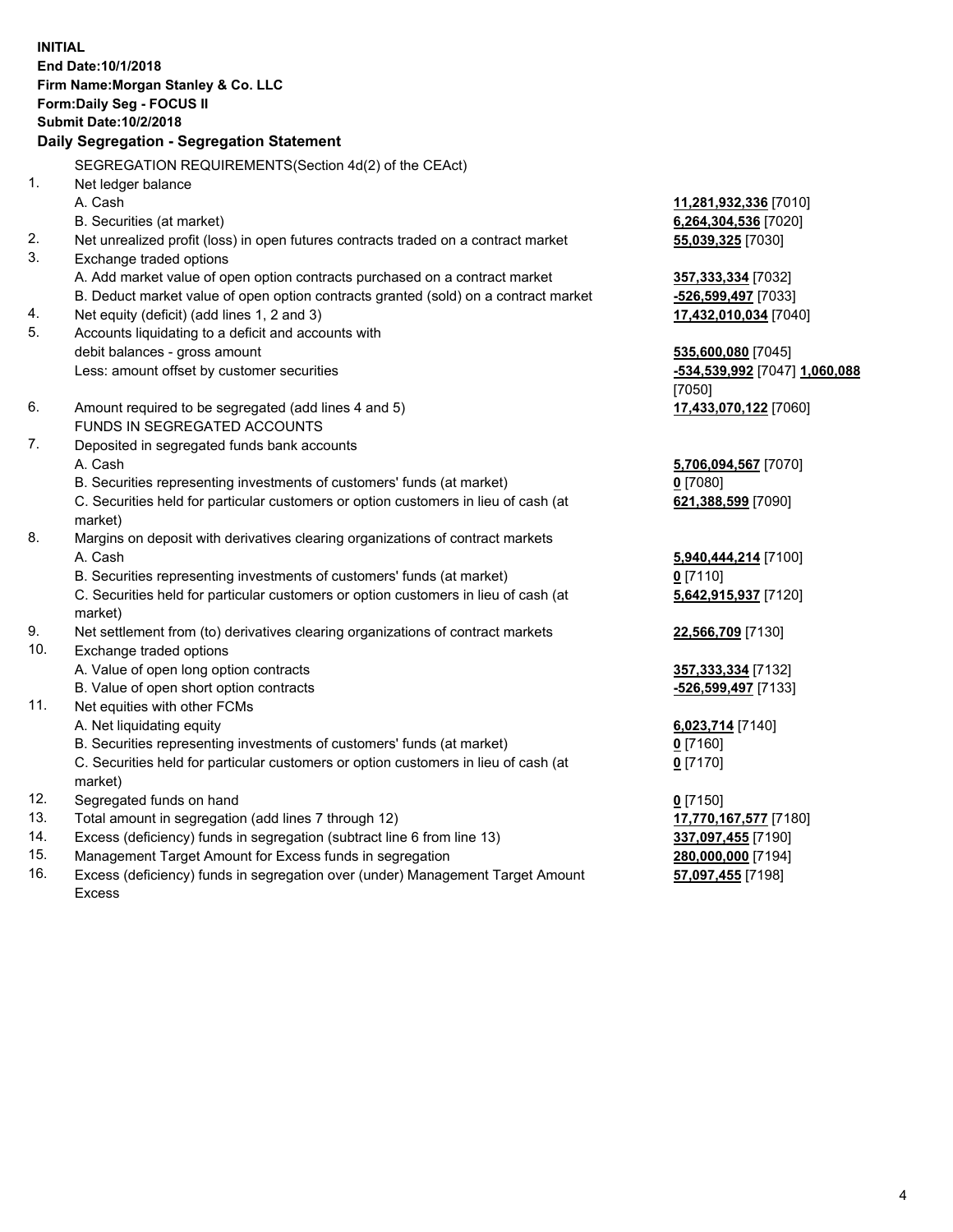**INITIAL**
**End Date:10/1/2018**
**Firm Name:Morgan Stanley & Co. LLC**
**Form:Daily Seg - FOCUS II**
**Submit Date:10/2/2018**

**Daily Segregation - Segregation Statement**

| | | |
|---|---|---|
| | SEGREGATION REQUIREMENTS(Section 4d(2) of the CEAct) | |
| 1. | Net ledger balance | |
| | A. Cash | **11,281,932,336** [7010] |
| | B. Securities (at market) | **6,264,304,536** [7020] |
| 2. | Net unrealized profit (loss) in open futures contracts traded on a contract market | **55,039,325** [7030] |
| 3. | Exchange traded options | |
| | A. Add market value of open option contracts purchased on a contract market | **357,333,334** [7032] |
| | B. Deduct market value of open option contracts granted (sold) on a contract market | **-526,599,497** [7033] |
| 4. | Net equity (deficit) (add lines 1, 2 and 3) | **17,432,010,034** [7040] |
| 5. | Accounts liquidating to a deficit and accounts with debit balances - gross amount | **535,600,080** [7045] |
| | Less: amount offset by customer securities | **-534,539,992** [7047] **1,060,088** [7050] |
| 6. | Amount required to be segregated (add lines 4 and 5) | **17,433,070,122** [7060] |
| | FUNDS IN SEGREGATED ACCOUNTS | |
| 7. | Deposited in segregated funds bank accounts | |
| | A. Cash | **5,706,094,567** [7070] |
| | B. Securities representing investments of customers' funds (at market) | **0** [7080] |
| | C. Securities held for particular customers or option customers in lieu of cash (at market) | **621,388,599** [7090] |
| 8. | Margins on deposit with derivatives clearing organizations of contract markets | |
| | A. Cash | **5,940,444,214** [7100] |
| | B. Securities representing investments of customers' funds (at market) | **0** [7110] |
| | C. Securities held for particular customers or option customers in lieu of cash (at market) | **5,642,915,937** [7120] |
| 9. | Net settlement from (to) derivatives clearing organizations of contract markets | **22,566,709** [7130] |
| 10. | Exchange traded options | |
| | A. Value of open long option contracts | **357,333,334** [7132] |
| | B. Value of open short option contracts | **-526,599,497** [7133] |
| 11. | Net equities with other FCMs | |
| | A. Net liquidating equity | **6,023,714** [7140] |
| | B. Securities representing investments of customers' funds (at market) | **0** [7160] |
| | C. Securities held for particular customers or option customers in lieu of cash (at market) | **0** [7170] |
| 12. | Segregated funds on hand | **0** [7150] |
| 13. | Total amount in segregation (add lines 7 through 12) | **17,770,167,577** [7180] |
| 14. | Excess (deficiency) funds in segregation (subtract line 6 from line 13) | **337,097,455** [7190] |
| 15. | Management Target Amount for Excess funds in segregation | **280,000,000** [7194] |
| 16. | Excess (deficiency) funds in segregation over (under) Management Target Amount Excess | **57,097,455** [7198] |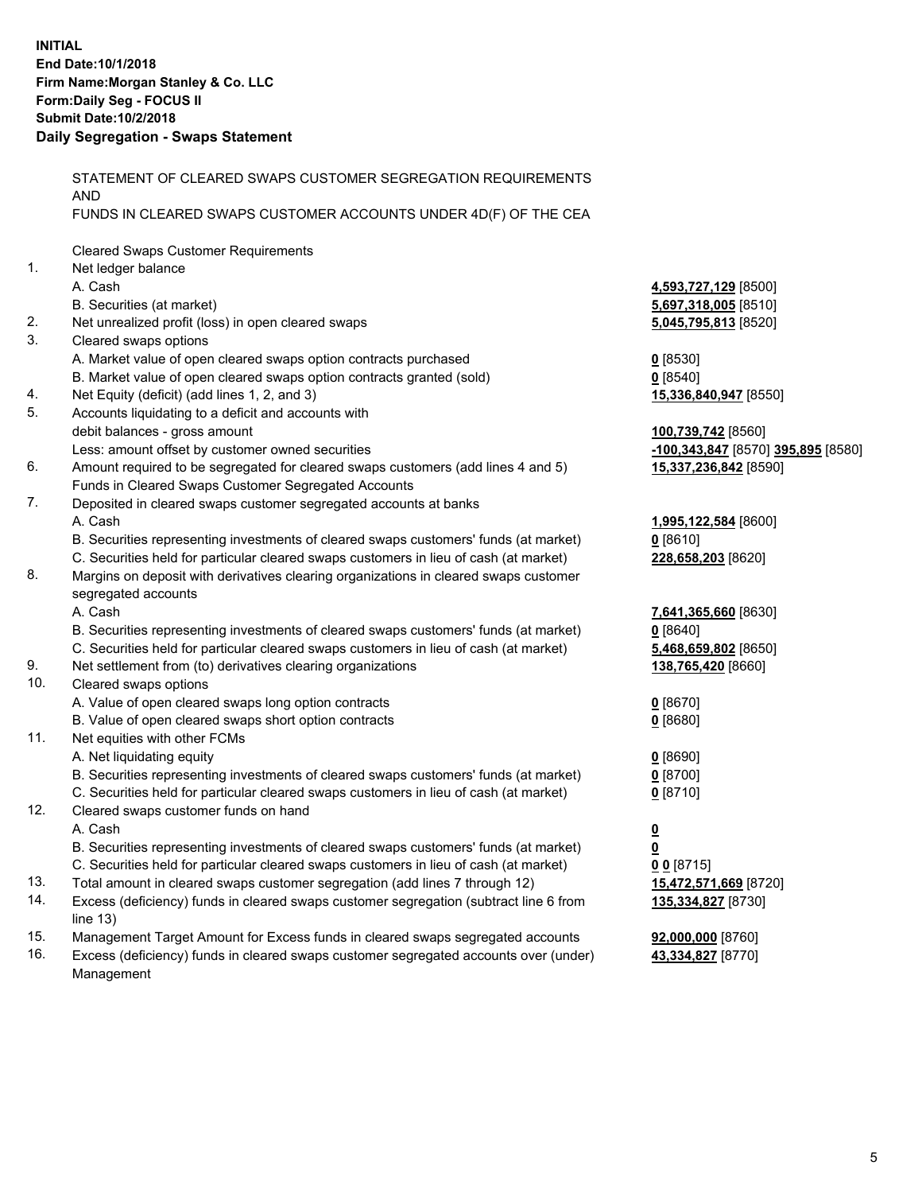**INITIAL**
**End Date:10/1/2018**
**Firm Name:Morgan Stanley & Co. LLC**
**Form:Daily Seg - FOCUS II**
**Submit Date:10/2/2018**
**Daily Segregation - Swaps Statement**

STATEMENT OF CLEARED SWAPS CUSTOMER SEGREGATION REQUIREMENTS AND FUNDS IN CLEARED SWAPS CUSTOMER ACCOUNTS UNDER 4D(F) OF THE CEA

| | | |
|---|---|---|
| | Cleared Swaps Customer Requirements | |
| 1. | Net ledger balance | |
| | A. Cash | **4,593,727,129** [8500] |
| | B. Securities (at market) | **5,697,318,005** [8510] |
| 2. | Net unrealized profit (loss) in open cleared swaps | **5,045,795,813** [8520] |
| 3. | Cleared swaps options | |
| | A. Market value of open cleared swaps option contracts purchased | **0** [8530] |
| | B. Market value of open cleared swaps option contracts granted (sold) | **0** [8540] |
| 4. | Net Equity (deficit) (add lines 1, 2, and 3) | **15,336,840,947** [8550] |
| 5. | Accounts liquidating to a deficit and accounts with debit balances - gross amount | **100,739,742** [8560] |
| | Less: amount offset by customer owned securities | **-100,343,847** [8570] **395,895** [8580] |
| 6. | Amount required to be segregated for cleared swaps customers (add lines 4 and 5) | **15,337,236,842** [8590] |
| | Funds in Cleared Swaps Customer Segregated Accounts | |
| 7. | Deposited in cleared swaps customer segregated accounts at banks | |
| | A. Cash | **1,995,122,584** [8600] |
| | B. Securities representing investments of cleared swaps customers' funds (at market) | **0** [8610] |
| | C. Securities held for particular cleared swaps customers in lieu of cash (at market) | **228,658,203** [8620] |
| 8. | Margins on deposit with derivatives clearing organizations in cleared swaps customer segregated accounts | |
| | A. Cash | **7,641,365,660** [8630] |
| | B. Securities representing investments of cleared swaps customers' funds (at market) | **0** [8640] |
| | C. Securities held for particular cleared swaps customers in lieu of cash (at market) | **5,468,659,802** [8650] |
| 9. | Net settlement from (to) derivatives clearing organizations | **138,765,420** [8660] |
| 10. | Cleared swaps options | |
| | A. Value of open cleared swaps long option contracts | **0** [8670] |
| | B. Value of open cleared swaps short option contracts | **0** [8680] |
| 11. | Net equities with other FCMs | |
| | A. Net liquidating equity | **0** [8690] |
| | B. Securities representing investments of cleared swaps customers' funds (at market) | **0** [8700] |
| | C. Securities held for particular cleared swaps customers in lieu of cash (at market) | **0** [8710] |
| 12. | Cleared swaps customer funds on hand | |
| | A. Cash | **0** |
| | B. Securities representing investments of cleared swaps customers' funds (at market) | **0** |
| | C. Securities held for particular cleared swaps customers in lieu of cash (at market) | **0** **0** [8715] |
| 13. | Total amount in cleared swaps customer segregation (add lines 7 through 12) | **15,472,571,669** [8720] |
| 14. | Excess (deficiency) funds in cleared swaps customer segregation (subtract line 6 from line 13) | **135,334,827** [8730] |
| 15. | Management Target Amount for Excess funds in cleared swaps segregated accounts | **92,000,000** [8760] |
| 16. | Excess (deficiency) funds in cleared swaps customer segregated accounts over (under) Management | **43,334,827** [8770] |